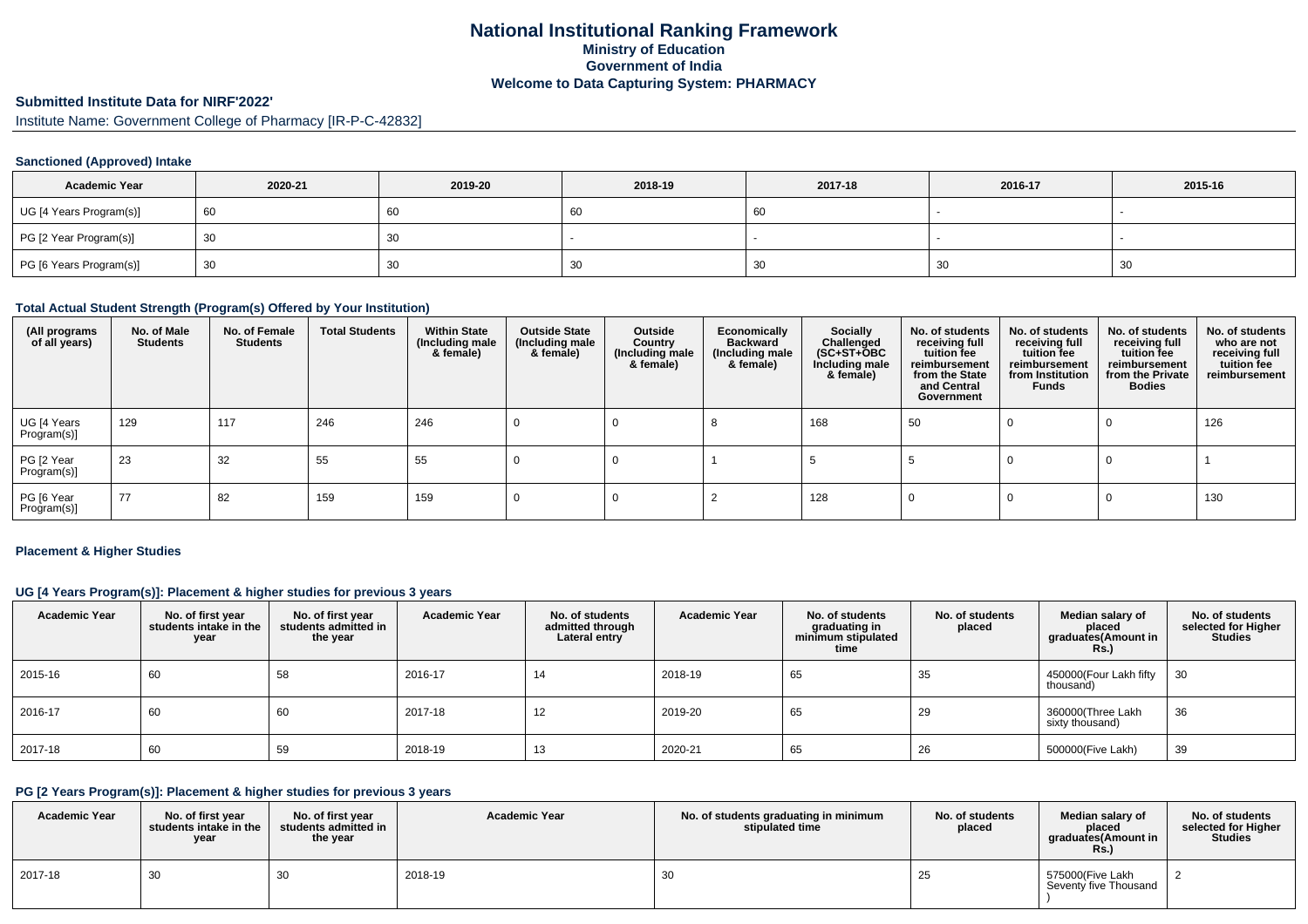# National Institutional Ranking Framework
## Ministry of Education
## Government of India
## Welcome to Data Capturing System: PHARMACY

**Submitted Institute Data for NIRF'2022'**

Institute Name: Government College of Pharmacy [IR-P-C-42832]

### Sanctioned (Approved) Intake

| Academic Year | 2020-21 | 2019-20 | 2018-19 | 2017-18 | 2016-17 | 2015-16 |
|---|---|---|---|---|---|---|
| UG [4 Years Program(s)] | 60 | 60 | 60 | 60 | - | - |
| PG [2 Year Program(s)] | 30 | 30 | - | - | - | - |
| PG [6 Years Program(s)] | 30 | 30 | 30 | 30 | 30 | 30 |

### Total Actual Student Strength (Program(s) Offered by Your Institution)

| (All programs of all years) | No. of Male Students | No. of Female Students | Total Students | Within State (Including male & female) | Outside State (Including male & female) | Outside Country (Including male & female) | Economically Backward (Including male & female) | Socially Challenged (SC+ST+OBC Including male & female) | No. of students receiving full tuition fee reimbursement from the State and Central Government | No. of students receiving full tuition fee reimbursement from Institution Funds | No. of students receiving full tuition fee reimbursement from the Private Bodies | No. of students who are not receiving full tuition fee reimbursement |
|---|---|---|---|---|---|---|---|---|---|---|---|---|
| UG [4 Years Program(s)] | 129 | 117 | 246 | 246 | 0 | 0 | 8 | 168 | 50 | 0 | 0 | 126 |
| PG [2 Year Program(s)] | 23 | 32 | 55 | 55 | 0 | 0 | 1 | 5 | 5 | 0 | 0 | 1 |
| PG [6 Year Program(s)] | 77 | 82 | 159 | 159 | 0 | 0 | 2 | 128 | 0 | 0 | 0 | 130 |

### Placement & Higher Studies

#### UG [4 Years Program(s)]: Placement & higher studies for previous 3 years

| Academic Year | No. of first year students intake in the year | No. of first year students admitted in the year | Academic Year | No. of students admitted through Lateral entry | Academic Year | No. of students graduating in minimum stipulated time | No. of students placed | Median salary of placed graduates(Amount in Rs.) | No. of students selected for Higher Studies |
|---|---|---|---|---|---|---|---|---|---|
| 2015-16 | 60 | 58 | 2016-17 | 14 | 2018-19 | 65 | 35 | 450000(Four Lakh fifty thousand) | 30 |
| 2016-17 | 60 | 60 | 2017-18 | 12 | 2019-20 | 65 | 29 | 360000(Three Lakh sixty thousand) | 36 |
| 2017-18 | 60 | 59 | 2018-19 | 13 | 2020-21 | 65 | 26 | 500000(Five Lakh) | 39 |

#### PG [2 Years Program(s)]: Placement & higher studies for previous 3 years

| Academic Year | No. of first year students intake in the year | No. of first year students admitted in the year | Academic Year | No. of students graduating in minimum stipulated time | No. of students placed | Median salary of placed graduates(Amount in Rs.) | No. of students selected for Higher Studies |
|---|---|---|---|---|---|---|---|
| 2017-18 | 30 | 30 | 2018-19 | 30 | 25 | 575000(Five Lakh Seventy five Thousand ) | 2 |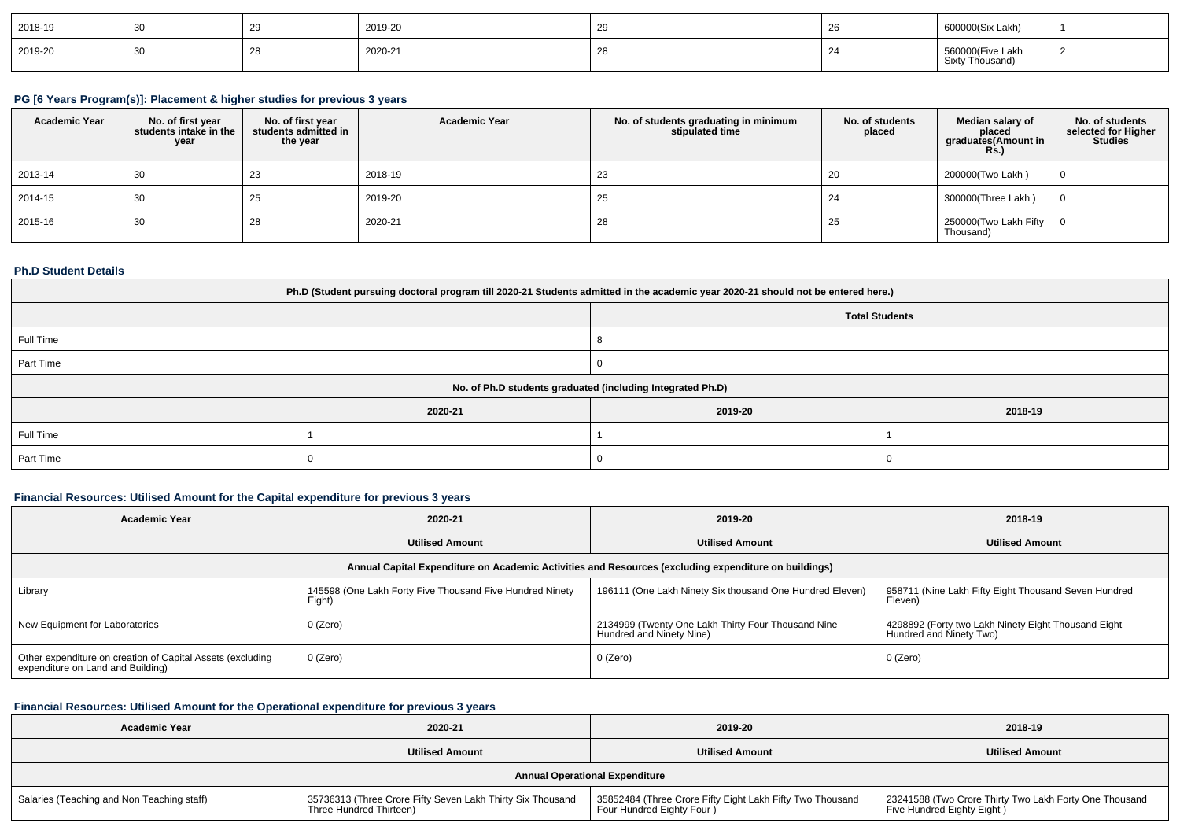| 2018-19 | 30 | 29 | 2019-20 | 29 | 26 | 600000(Six Lakh) | 1 |
|---|---|---|---|---|---|---|---|
| 2019-20 | 30 | 28 | 2020-21 | 28 | 24 | 560000(Five Lakh Sixty Thousand) | 2 |

### PG [6 Years Program(s)]: Placement & higher studies for previous 3 years

| Academic Year | No. of first year students intake in the year | No. of first year students admitted in the year | Academic Year | No. of students graduating in minimum stipulated time | No. of students placed | Median salary of placed graduates(Amount in Rs.) | No. of students selected for Higher Studies |
|---|---|---|---|---|---|---|---|
| 2013-14 | 30 | 23 | 2018-19 | 23 | 20 | 200000(Two Lakh ) | 0 |
| 2014-15 | 30 | 25 | 2019-20 | 25 | 24 | 300000(Three Lakh ) | 0 |
| 2015-16 | 30 | 28 | 2020-21 | 28 | 25 | 250000(Two Lakh Fifty Thousand) | 0 |

### Ph.D Student Details

| Ph.D (Student pursuing doctoral program till 2020-21 Students admitted in the academic year 2020-21 should not be entered here.) | |
|---|---|
| | Total Students |
| Full Time | 8 |
| Part Time | 0 |

| No. of Ph.D students graduated (including Integrated Ph.D) | | | |
|---|---|---|---|
| | 2020-21 | 2019-20 | 2018-19 |
| Full Time | 1 | 1 | 1 |
| Part Time | 0 | 0 | 0 |

### Financial Resources: Utilised Amount for the Capital expenditure for previous 3 years

| Academic Year | 2020-21 | 2019-20 | 2018-19 |
|---|---|---|---|
| | Utilised Amount | Utilised Amount | Utilised Amount |
| Annual Capital Expenditure on Academic Activities and Resources (excluding expenditure on buildings) | | | |
| Library | 145598 (One Lakh Forty Five Thousand Five Hundred Ninety Eight) | 196111 (One Lakh Ninety Six thousand One Hundred Eleven) | 958711 (Nine Lakh Fifty Eight Thousand Seven Hundred Eleven) |
| New Equipment for Laboratories | 0 (Zero) | 2134999 (Twenty One Lakh Thirty Four Thousand Nine Hundred and Ninety Nine) | 4298892 (Forty two Lakh Ninety Eight Thousand Eight Hundred and Ninety Two) |
| Other expenditure on creation of Capital Assets (excluding expenditure on Land and Building) | 0 (Zero) | 0 (Zero) | 0 (Zero) |

### Financial Resources: Utilised Amount for the Operational expenditure for previous 3 years

| Academic Year | 2020-21 | 2019-20 | 2018-19 |
|---|---|---|---|
| | Utilised Amount | Utilised Amount | Utilised Amount |
| Annual Operational Expenditure | | | |
| Salaries (Teaching and Non Teaching staff) | 35736313 (Three Crore Fifty Seven Lakh Thirty Six Thousand Three Hundred Thirteen) | 35852484 (Three Crore Fifty Eight Lakh Fifty Two Thousand Four Hundred Eighty Four ) | 23241588 (Two Crore Thirty Two Lakh Forty One Thousand Five Hundred Eighty Eight ) |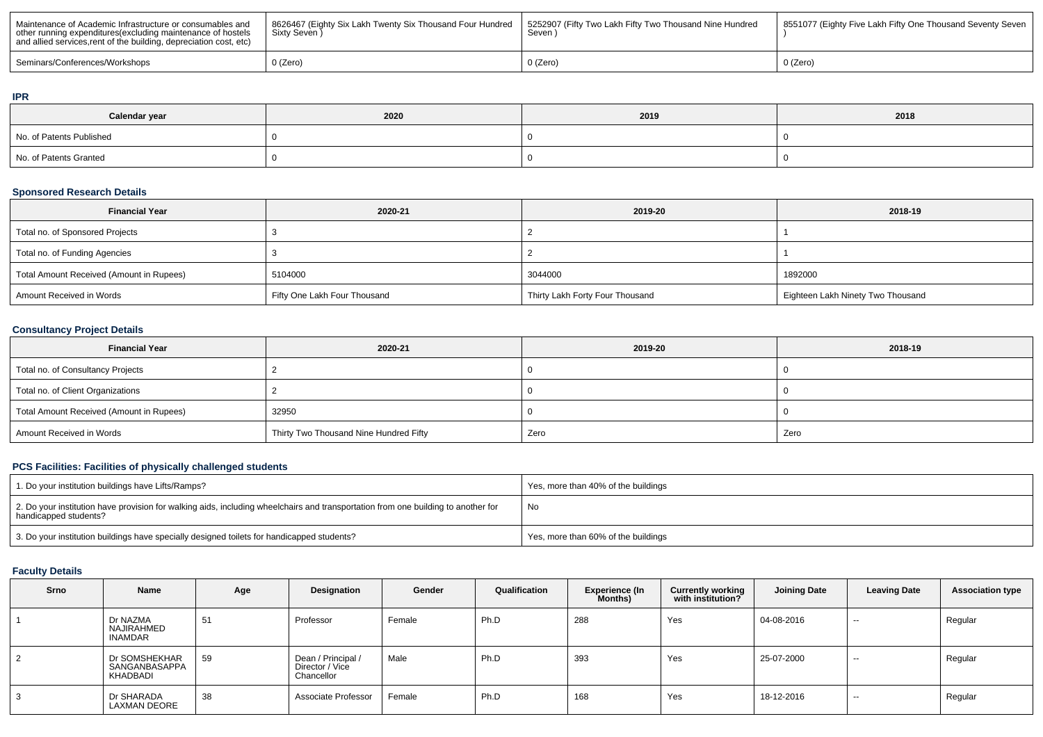| Maintenance of Academic Infrastructure or consumables and other running expenditures(excluding maintenance of hostels and allied services,rent of the building, depreciation cost, etc) | 8626467 (Eighty Six Lakh Twenty Six Thousand Four Hundred Sixty Seven ) | 5252907 (Fifty Two Lakh Fifty Two Thousand Nine Hundred Seven ) | 8551077 (Eighty Five Lakh Fifty One Thousand Seventy Seven ) |
|---|---|---|---|
| Seminars/Conferences/Workshops | 0 (Zero) | 0 (Zero) | 0 (Zero) |

## IPR

| Calendar year | 2020 | 2019 | 2018 |
|---|---|---|---|
| No. of Patents Published | 0 | 0 | 0 |
| No. of Patents Granted | 0 | 0 | 0 |

## Sponsored Research Details

| Financial Year | 2020-21 | 2019-20 | 2018-19 |
|---|---|---|---|
| Total no. of Sponsored Projects | 3 | 2 | 1 |
| Total no. of Funding Agencies | 3 | 2 | 1 |
| Total Amount Received (Amount in Rupees) | 5104000 | 3044000 | 1892000 |
| Amount Received in Words | Fifty One Lakh Four Thousand | Thirty Lakh Forty Four Thousand | Eighteen Lakh Ninety Two Thousand |

## Consultancy Project Details

| Financial Year | 2020-21 | 2019-20 | 2018-19 |
|---|---|---|---|
| Total no. of Consultancy Projects | 2 | 0 | 0 |
| Total no. of Client Organizations | 2 | 0 | 0 |
| Total Amount Received (Amount in Rupees) | 32950 | 0 | 0 |
| Amount Received in Words | Thirty Two Thousand Nine Hundred Fifty | Zero | Zero |

## PCS Facilities: Facilities of physically challenged students

| | |
|---|---|
| 1. Do your institution buildings have Lifts/Ramps? | Yes, more than 40% of the buildings |
| 2. Do your institution have provision for walking aids, including wheelchairs and transportation from one building to another for handicapped students? | No |
| 3. Do your institution buildings have specially designed toilets for handicapped students? | Yes, more than 60% of the buildings |

## Faculty Details

| Srno | Name | Age | Designation | Gender | Qualification | Experience (In Months) | Currently working with institution? | Joining Date | Leaving Date | Association type |
|---|---|---|---|---|---|---|---|---|---|---|
| 1 | Dr NAZMA NAJIRAHMED INAMDAR | 51 | Professor | Female | Ph.D | 288 | Yes | 04-08-2016 | -- | Regular |
| 2 | Dr SOMSHEKHAR SANGANBASAPPA KHADBADI | 59 | Dean / Principal / Director / Vice Chancellor | Male | Ph.D | 393 | Yes | 25-07-2000 | -- | Regular |
| 3 | Dr SHARADA LAXMAN DEORE | 38 | Associate Professor | Female | Ph.D | 168 | Yes | 18-12-2016 | -- | Regular |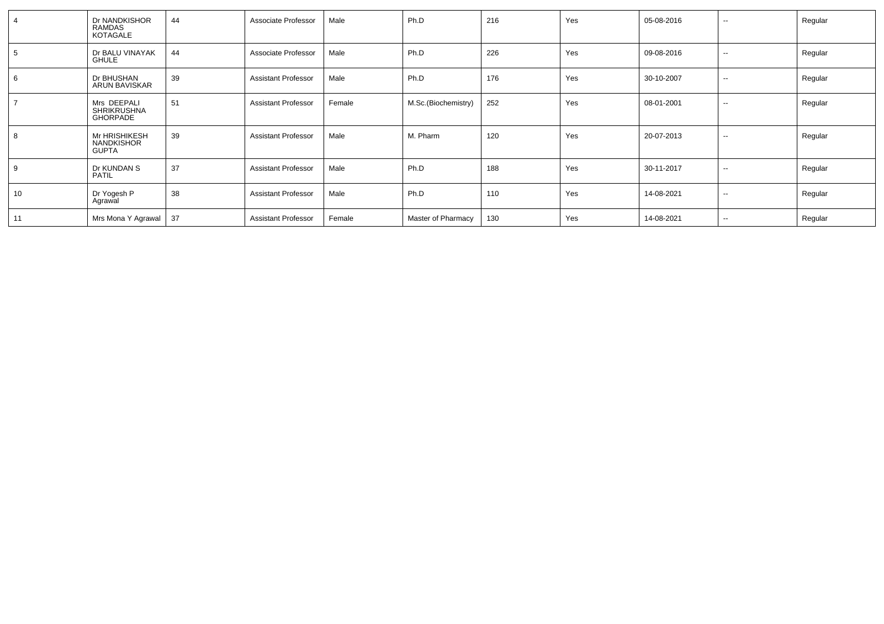| | | | | | | | | | | |
|---|---|---|---|---|---|---|---|---|---|---|
| 4 | Dr NANDKISHOR RAMDAS KOTAGALE | 44 | Associate Professor | Male | Ph.D | 216 | Yes | 05-08-2016 | -- | Regular |
| 5 | Dr BALU VINAYAK GHULE | 44 | Associate Professor | Male | Ph.D | 226 | Yes | 09-08-2016 | -- | Regular |
| 6 | Dr BHUSHAN ARUN BAVISKAR | 39 | Assistant Professor | Male | Ph.D | 176 | Yes | 30-10-2007 | -- | Regular |
| 7 | Mrs DEEPALI SHRIKRUSHNA GHORPADE | 51 | Assistant Professor | Female | M.Sc.(Biochemistry) | 252 | Yes | 08-01-2001 | -- | Regular |
| 8 | Mr HRISHIKESH NANDKISHOR GUPTA | 39 | Assistant Professor | Male | M. Pharm | 120 | Yes | 20-07-2013 | -- | Regular |
| 9 | Dr KUNDAN S PATIL | 37 | Assistant Professor | Male | Ph.D | 188 | Yes | 30-11-2017 | -- | Regular |
| 10 | Dr Yogesh P Agrawal | 38 | Assistant Professor | Male | Ph.D | 110 | Yes | 14-08-2021 | -- | Regular |
| 11 | Mrs Mona Y Agrawal | 37 | Assistant Professor | Female | Master of Pharmacy | 130 | Yes | 14-08-2021 | -- | Regular |